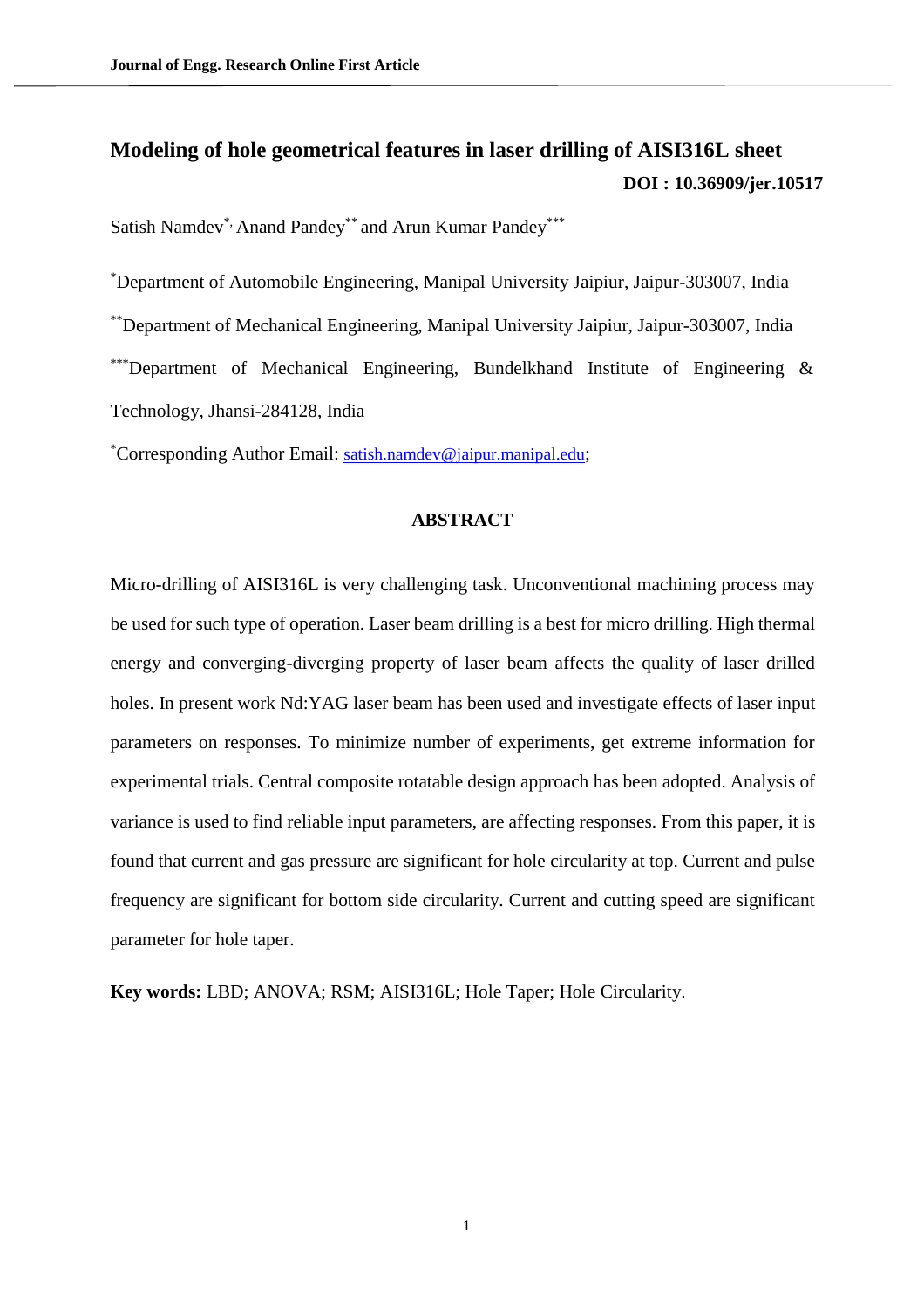# Modeling of hole geometrical features in laser drilling of AISI316L sheet

**DOI : 10.36909/jer.10517**

Satish Namdev[*], Anand Pandey[**] and Arun Kumar Pandey[***]

[*]Department of Automobile Engineering, Manipal University Jaipiur, Jaipur-303007, India

[**]Department of Mechanical Engineering, Manipal University Jaipiur, Jaipur-303007, India

[***]Department of Mechanical Engineering, Bundelkhand Institute of Engineering & Technology, Jhansi-284128, India

[*]Corresponding Author Email: satish.namdev@jaipur.manipal.edu;

## ABSTRACT

Micro-drilling of AISI316L is very challenging task. Unconventional machining process may be used for such type of operation. Laser beam drilling is a best for micro drilling. High thermal energy and converging-diverging property of laser beam affects the quality of laser drilled holes. In present work Nd:YAG laser beam has been used and investigate effects of laser input parameters on responses. To minimize number of experiments, get extreme information for experimental trials. Central composite rotatable design approach has been adopted. Analysis of variance is used to find reliable input parameters, are affecting responses. From this paper, it is found that current and gas pressure are significant for hole circularity at top. Current and pulse frequency are significant for bottom side circularity. Current and cutting speed are significant parameter for hole taper.

**Key words:** LBD; ANOVA; RSM; AISI316L; Hole Taper; Hole Circularity.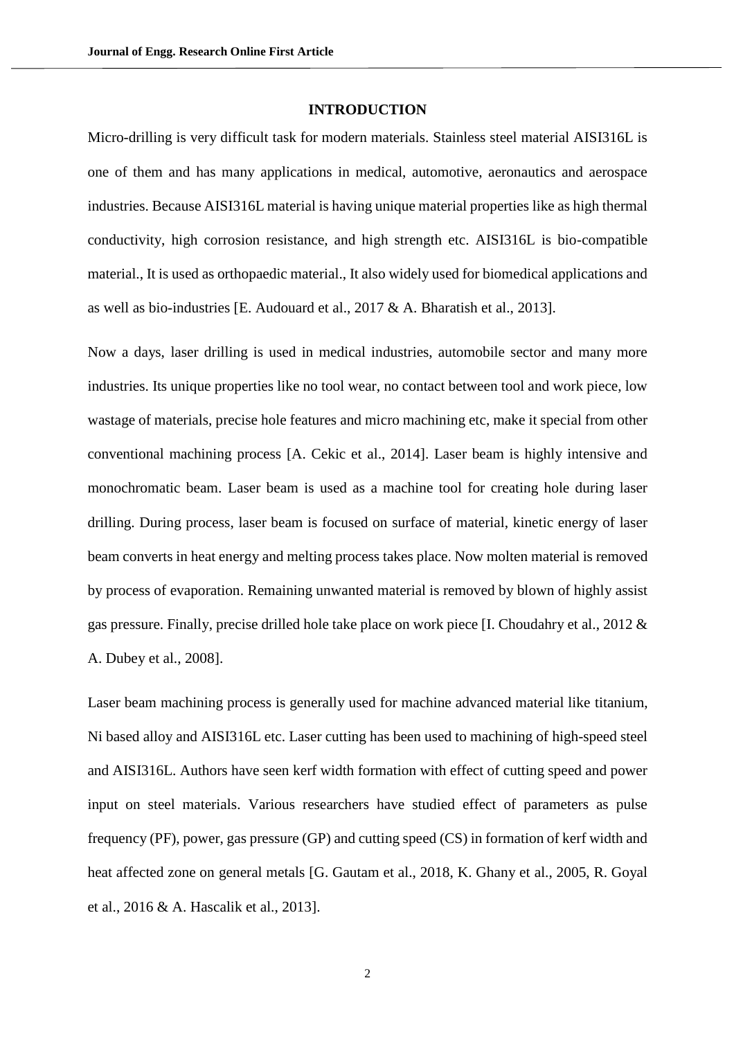## INTRODUCTION

Micro-drilling is very difficult task for modern materials. Stainless steel material AISI316L is one of them and has many applications in medical, automotive, aeronautics and aerospace industries. Because AISI316L material is having unique material properties like as high thermal conductivity, high corrosion resistance, and high strength etc. AISI316L is bio-compatible material., It is used as orthopaedic material., It also widely used for biomedical applications and as well as bio-industries [E. Audouard et al., 2017 & A. Bharatish et al., 2013].

Now a days, laser drilling is used in medical industries, automobile sector and many more industries. Its unique properties like no tool wear, no contact between tool and work piece, low wastage of materials, precise hole features and micro machining etc, make it special from other conventional machining process [A. Cekic et al., 2014]. Laser beam is highly intensive and monochromatic beam. Laser beam is used as a machine tool for creating hole during laser drilling. During process, laser beam is focused on surface of material, kinetic energy of laser beam converts in heat energy and melting process takes place. Now molten material is removed by process of evaporation. Remaining unwanted material is removed by blown of highly assist gas pressure. Finally, precise drilled hole take place on work piece [I. Choudahry et al., 2012 & A. Dubey et al., 2008].

Laser beam machining process is generally used for machine advanced material like titanium, Ni based alloy and AISI316L etc. Laser cutting has been used to machining of high-speed steel and AISI316L. Authors have seen kerf width formation with effect of cutting speed and power input on steel materials. Various researchers have studied effect of parameters as pulse frequency (PF), power, gas pressure (GP) and cutting speed (CS) in formation of kerf width and heat affected zone on general metals [G. Gautam et al., 2018, K. Ghany et al., 2005, R. Goyal et al., 2016 & A. Hascalik et al., 2013].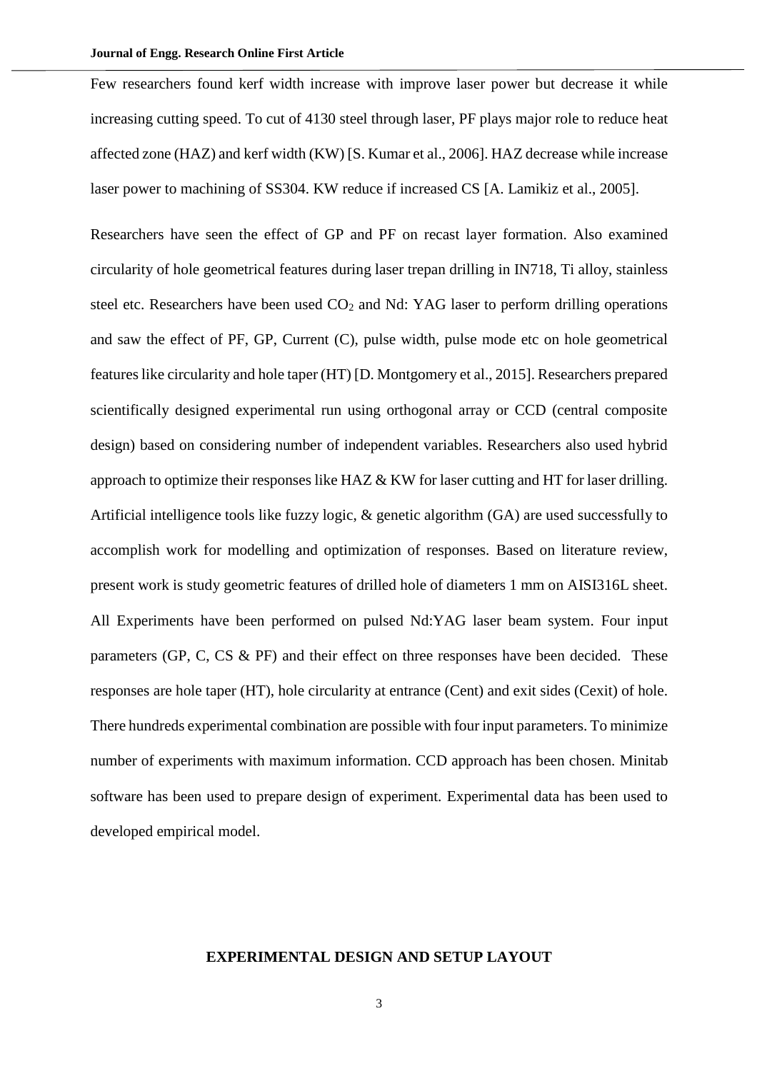Few researchers found kerf width increase with improve laser power but decrease it while increasing cutting speed. To cut of 4130 steel through laser, PF plays major role to reduce heat affected zone (HAZ) and kerf width (KW) [S. Kumar et al., 2006]. HAZ decrease while increase laser power to machining of SS304. KW reduce if increased CS [A. Lamikiz et al., 2005].

Researchers have seen the effect of GP and PF on recast layer formation. Also examined circularity of hole geometrical features during laser trepan drilling in IN718, Ti alloy, stainless steel etc. Researchers have been used $CO_2$ and Nd: YAG laser to perform drilling operations and saw the effect of PF, GP, Current (C), pulse width, pulse mode etc on hole geometrical features like circularity and hole taper (HT) [D. Montgomery et al., 2015]. Researchers prepared scientifically designed experimental run using orthogonal array or CCD (central composite design) based on considering number of independent variables. Researchers also used hybrid approach to optimize their responses like HAZ & KW for laser cutting and HT for laser drilling. Artificial intelligence tools like fuzzy logic, & genetic algorithm (GA) are used successfully to accomplish work for modelling and optimization of responses. Based on literature review, present work is study geometric features of drilled hole of diameters 1 mm on AISI316L sheet. All Experiments have been performed on pulsed Nd:YAG laser beam system. Four input parameters (GP, C, CS & PF) and their effect on three responses have been decided. These responses are hole taper (HT), hole circularity at entrance (Cent) and exit sides (Cexit) of hole. There hundreds experimental combination are possible with four input parameters. To minimize number of experiments with maximum information. CCD approach has been chosen. Minitab software has been used to prepare design of experiment. Experimental data has been used to developed empirical model.

## EXPERIMENTAL DESIGN AND SETUP LAYOUT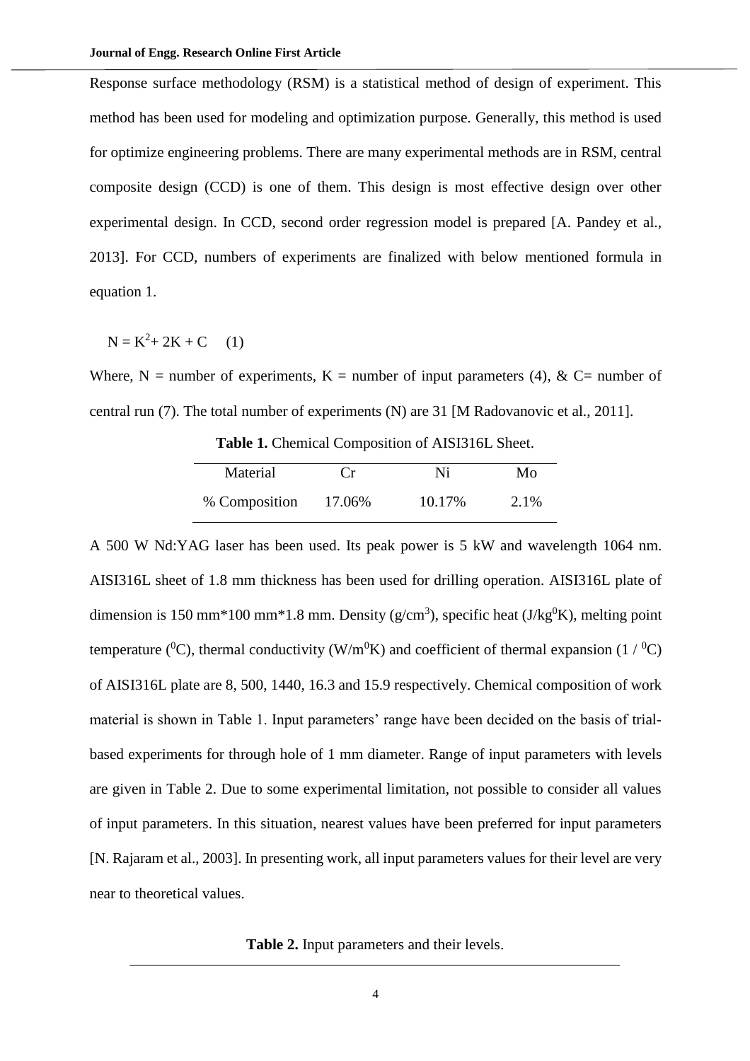Response surface methodology (RSM) is a statistical method of design of experiment. This method has been used for modeling and optimization purpose. Generally, this method is used for optimize engineering problems. There are many experimental methods are in RSM, central composite design (CCD) is one of them. This design is most effective design over other experimental design. In CCD, second order regression model is prepared [A. Pandey et al., 2013]. For CCD, numbers of experiments are finalized with below mentioned formula in equation 1.

$$N = K^2 + 2K + C \quad (1)$$

Where, N = number of experiments, K = number of input parameters (4), & C= number of central run (7). The total number of experiments (N) are 31 [M Radovanovic et al., 2011].

**Table 1.** Chemical Composition of AISI316L Sheet.

| Material | Cr | Ni | Mo |
|---|---|---|---|
| % Composition | 17.06% | 10.17% | 2.1% |

A 500 W Nd:YAG laser has been used. Its peak power is 5 kW and wavelength 1064 nm. AISI316L sheet of 1.8 mm thickness has been used for drilling operation. AISI316L plate of dimension is 150 mm*100 mm*1.8 mm. Density ($g/cm^3$), specific heat ($J/kg^0K$), melting point temperature ($^0C$), thermal conductivity ($W/m^0K$) and coefficient of thermal expansion ($1 / {}^0C$) of AISI316L plate are 8, 500, 1440, 16.3 and 15.9 respectively. Chemical composition of work material is shown in Table 1. Input parameters' range have been decided on the basis of trial-based experiments for through hole of 1 mm diameter. Range of input parameters with levels are given in Table 2. Due to some experimental limitation, not possible to consider all values of input parameters. In this situation, nearest values have been preferred for input parameters [N. Rajaram et al., 2003]. In presenting work, all input parameters values for their level are very near to theoretical values.

**Table 2.** Input parameters and their levels.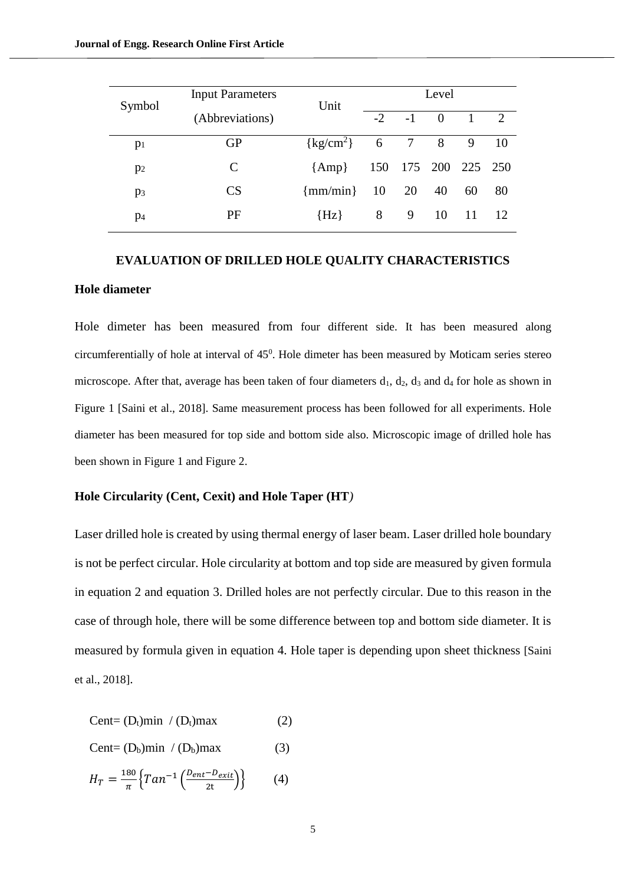| Symbol | Input Parameters (Abbreviations) | Unit | Level | | | | |
|---|---|---|---|---|---|---|---|
| | | | -2 | -1 | 0 | 1 | 2 |
| $p_1$ | GP | {kg/cm$^2$} | 6 | 7 | 8 | 9 | 10 |
| $p_2$ | C | {Amp} | 150 | 175 | 200 | 225 | 250 |
| $p_3$ | CS | {mm/min} | 10 | 20 | 40 | 60 | 80 |
| $p_4$ | PF | {Hz} | 8 | 9 | 10 | 11 | 12 |

## EVALUATION OF DRILLED HOLE QUALITY CHARACTERISTICS

### Hole diameter

Hole dimeter has been measured from four different side. It has been measured along circumferentially of hole at interval of $45^0$. Hole dimeter has been measured by Moticam series stereo microscope. After that, average has been taken of four diameters $d_1$, $d_2$, $d_3$ and $d_4$ for hole as shown in Figure 1 [Saini et al., 2018]. Same measurement process has been followed for all experiments. Hole diameter has been measured for top side and bottom side also. Microscopic image of drilled hole has been shown in Figure 1 and Figure 2.

### Hole Circularity (Cent, Cexit) and Hole Taper (HT)

Laser drilled hole is created by using thermal energy of laser beam. Laser drilled hole boundary is not be perfect circular. Hole circularity at bottom and top side are measured by given formula in equation 2 and equation 3. Drilled holes are not perfectly circular. Due to this reason in the case of through hole, there will be some difference between top and bottom side diameter. It is measured by formula given in equation 4. Hole taper is depending upon sheet thickness [Saini et al., 2018].

$$\text{Cent} = (D_t)\text{min} \;/\; (D_t)\text{max} \qquad (2)$$

$$\text{Cent} = (D_b)\text{min} \;/\; (D_b)\text{max} \qquad (3)$$

$$H_T = \frac{180}{\pi}\left\{Tan^{-1}\left(\frac{D_{ent}-D_{exit}}{2\text{t}}\right)\right\} \qquad (4)$$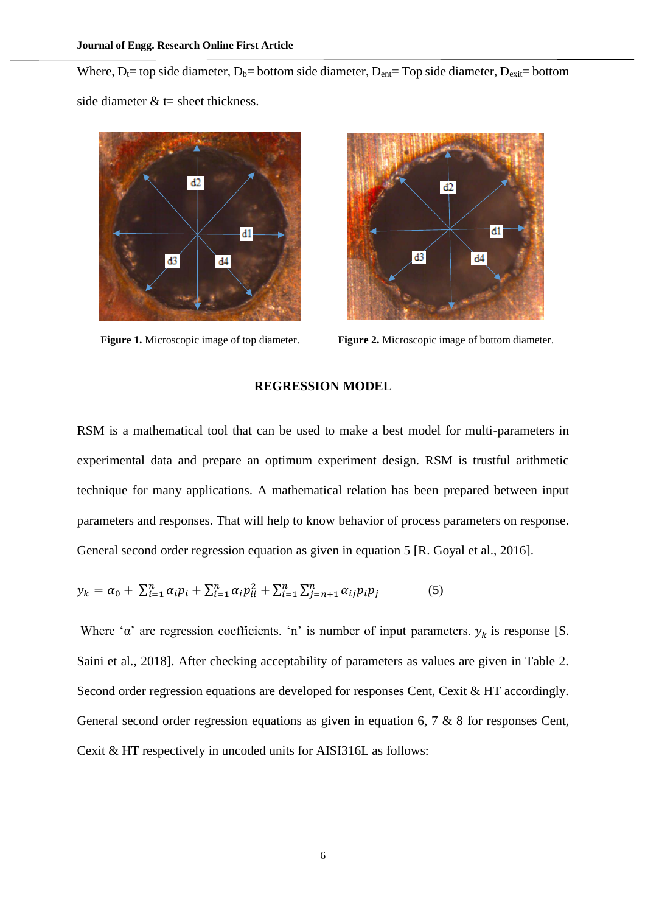Where, $D_t$= top side diameter, $D_b$= bottom side diameter, $D_{ent}$= Top side diameter, $D_{exit}$= bottom side diameter & t= sheet thickness.

**Figure 1.** Microscopic image of top diameter.

**Figure 2.** Microscopic image of bottom diameter.

## REGRESSION MODEL

RSM is a mathematical tool that can be used to make a best model for multi-parameters in experimental data and prepare an optimum experiment design. RSM is trustful arithmetic technique for many applications. A mathematical relation has been prepared between input parameters and responses. That will help to know behavior of process parameters on response. General second order regression equation as given in equation 5 [R. Goyal et al., 2016].

$$y_k = \alpha_0 + \sum_{i=1}^{n} \alpha_i p_i + \sum_{i=1}^{n} \alpha_i p_{ii}^2 + \sum_{i=1}^{n} \sum_{j=n+1}^{n} \alpha_{ij} p_i p_j \qquad (5)$$

Where 'α' are regression coefficients. 'n' is number of input parameters. $y_k$ is response [S. Saini et al., 2018]. After checking acceptability of parameters as values are given in Table 2. Second order regression equations are developed for responses Cent, Cexit & HT accordingly. General second order regression equations as given in equation 6, 7 & 8 for responses Cent, Cexit & HT respectively in uncoded units for AISI316L as follows: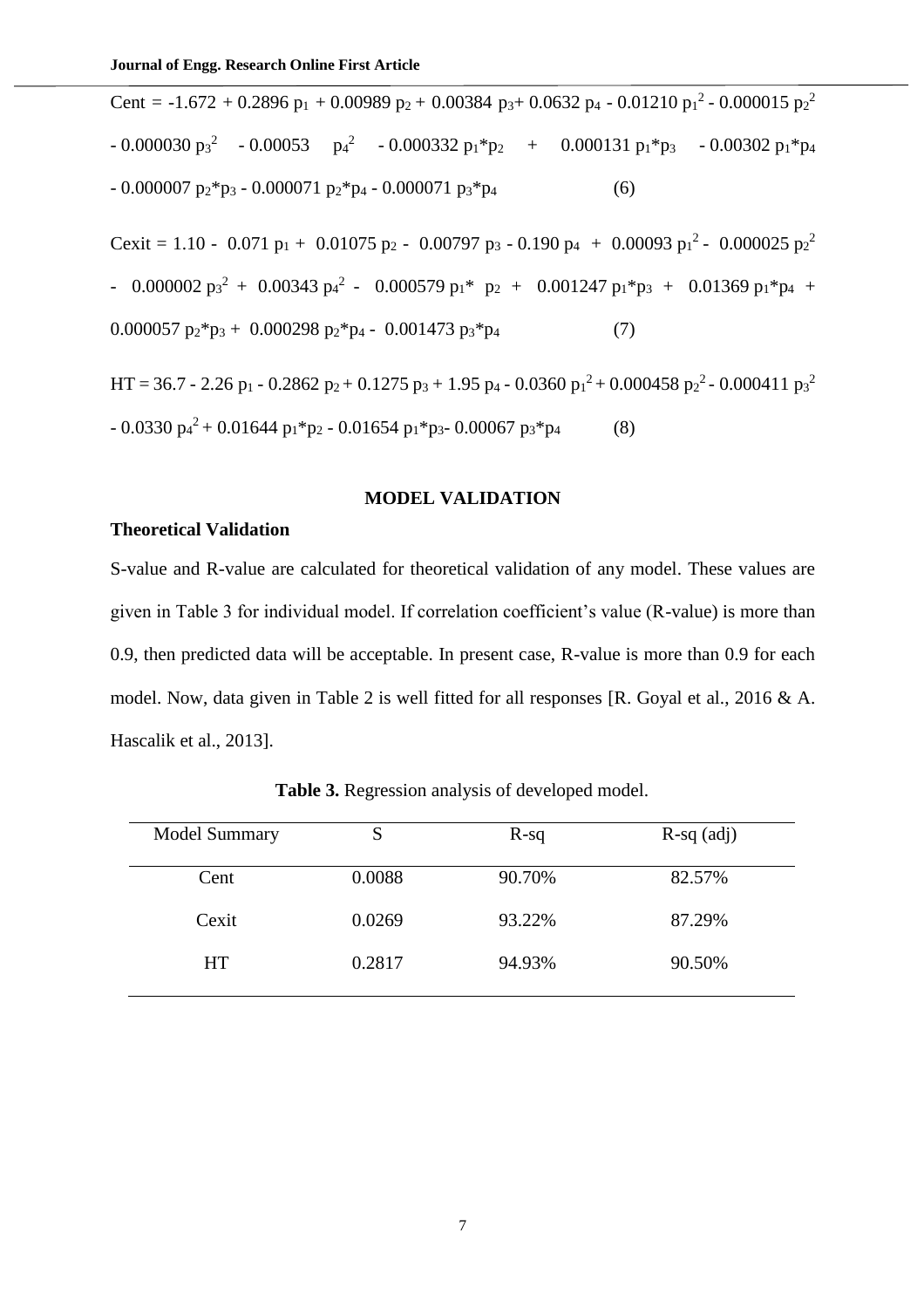$$\text{Cent} = -1.672 + 0.2896\, p_1 + 0.00989\, p_2 + 0.00384\, p_3 + 0.0632\, p_4 - 0.01210\, p_1^2 - 0.000015\, p_2^2 - 0.000030\, p_3^2 - 0.00053\, p_4^2 - 0.000332\, p_1{*}p_2 + 0.000131\, p_1{*}p_3 - 0.00302\, p_1{*}p_4 - 0.000007\, p_2{*}p_3 - 0.000071\, p_2{*}p_4 - 0.000071\, p_3{*}p_4 \quad (6)$$

$$\text{Cexit} = 1.10 - 0.071\, p_1 + 0.01075\, p_2 - 0.00797\, p_3 - 0.190\, p_4 + 0.00093\, p_1^2 - 0.000025\, p_2^2 - 0.000002\, p_3^2 + 0.00343\, p_4^2 - 0.000579\, p_1{*}p_2 + 0.001247\, p_1{*}p_3 + 0.01369\, p_1{*}p_4 + 0.000057\, p_2{*}p_3 + 0.000298\, p_2{*}p_4 - 0.001473\, p_3{*}p_4 \quad (7)$$

$$\text{HT} = 36.7 - 2.26\, p_1 - 0.2862\, p_2 + 0.1275\, p_3 + 1.95\, p_4 - 0.0360\, p_1^2 + 0.000458\, p_2^2 - 0.000411\, p_3^2 - 0.0330\, p_4^2 + 0.01644\, p_1{*}p_2 - 0.01654\, p_1{*}p_3 - 0.00067\, p_3{*}p_4 \quad (8)$$

## MODEL VALIDATION

### Theoretical Validation

S-value and R-value are calculated for theoretical validation of any model. These values are given in Table 3 for individual model. If correlation coefficient's value (R-value) is more than 0.9, then predicted data will be acceptable. In present case, R-value is more than 0.9 for each model. Now, data given in Table 2 is well fitted for all responses [R. Goyal et al., 2016 & A. Hascalik et al., 2013].

**Table 3.** Regression analysis of developed model.

| Model Summary | S | R-sq | R-sq (adj) |
|---|---|---|---|
| Cent | 0.0088 | 90.70% | 82.57% |
| Cexit | 0.0269 | 93.22% | 87.29% |
| HT | 0.2817 | 94.93% | 90.50% |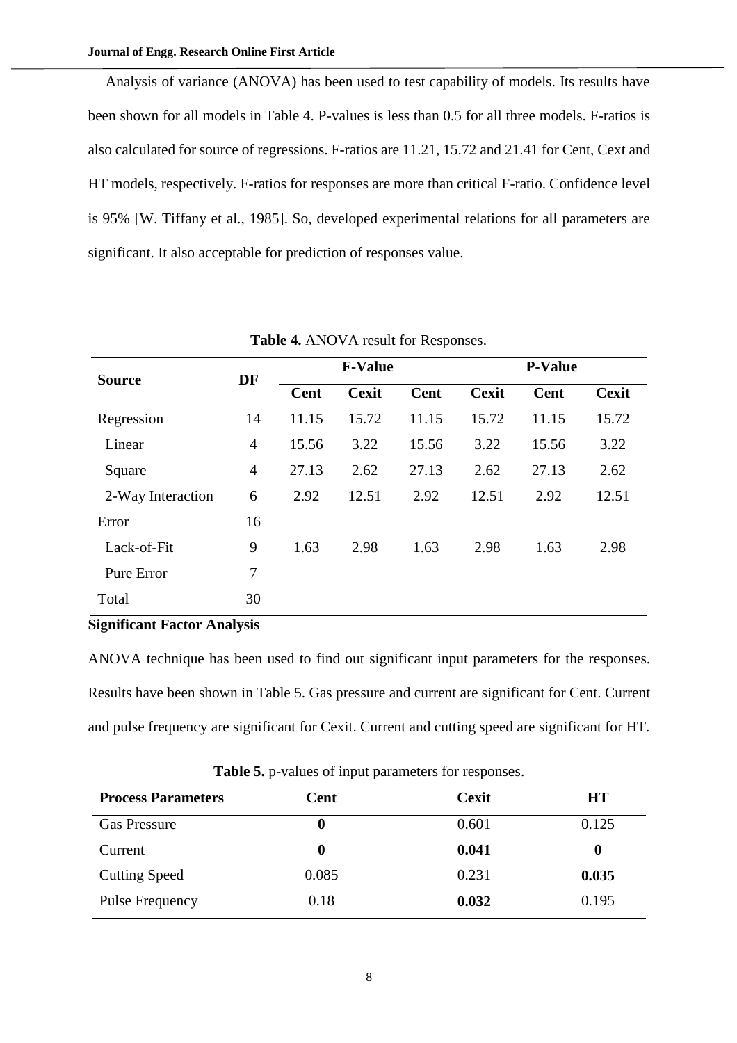Analysis of variance (ANOVA) has been used to test capability of models. Its results have been shown for all models in Table 4. P-values is less than 0.5 for all three models. F-ratios is also calculated for source of regressions. F-ratios are 11.21, 15.72 and 21.41 for Cent, Cext and HT models, respectively. F-ratios for responses are more than critical F-ratio. Confidence level is 95% [W. Tiffany et al., 1985]. So, developed experimental relations for all parameters are significant. It also acceptable for prediction of responses value.

**Table 4.** ANOVA result for Responses.

| Source | DF | F-Value | | | | P-Value | |
|---|---|---|---|---|---|---|---|
| | | Cent | Cexit | Cent | Cexit | Cent | Cexit |
| Regression | 14 | 11.15 | 15.72 | 11.15 | 15.72 | 11.15 | 15.72 |
| Linear | 4 | 15.56 | 3.22 | 15.56 | 3.22 | 15.56 | 3.22 |
| Square | 4 | 27.13 | 2.62 | 27.13 | 2.62 | 27.13 | 2.62 |
| 2-Way Interaction | 6 | 2.92 | 12.51 | 2.92 | 12.51 | 2.92 | 12.51 |
| Error | 16 | | | | | | |
| Lack-of-Fit | 9 | 1.63 | 2.98 | 1.63 | 2.98 | 1.63 | 2.98 |
| Pure Error | 7 | | | | | | |
| Total | 30 | | | | | | |

**Significant Factor Analysis**

ANOVA technique has been used to find out significant input parameters for the responses. Results have been shown in Table 5. Gas pressure and current are significant for Cent. Current and pulse frequency are significant for Cexit. Current and cutting speed are significant for HT.

**Table 5.** p-values of input parameters for responses.

| Process Parameters | Cent | Cexit | HT |
|---|---|---|---|
| Gas Pressure | **0** | 0.601 | 0.125 |
| Current | **0** | **0.041** | **0** |
| Cutting Speed | 0.085 | 0.231 | **0.035** |
| Pulse Frequency | 0.18 | **0.032** | 0.195 |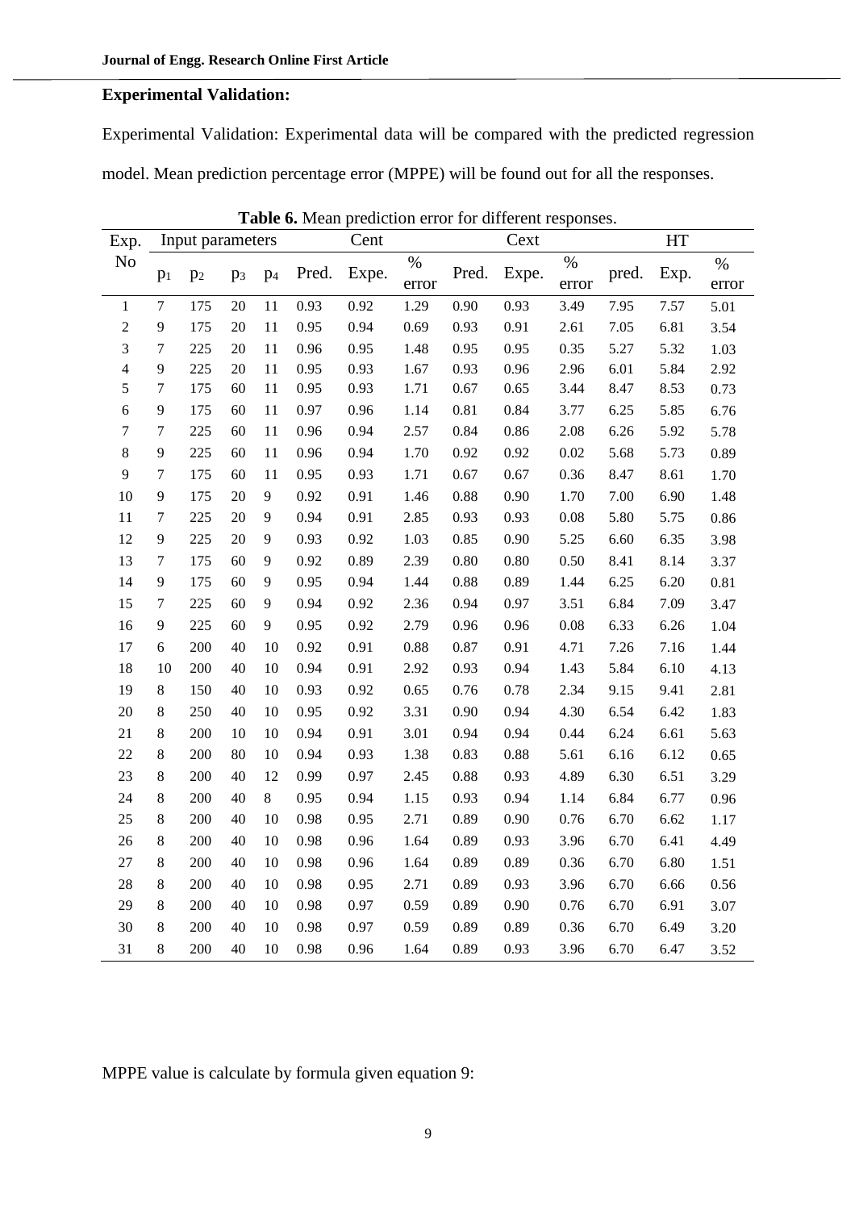**Experimental Validation:**

Experimental Validation: Experimental data will be compared with the predicted regression model. Mean prediction percentage error (MPPE) will be found out for all the responses.

**Table 6.** Mean prediction error for different responses.

| Exp. No | Input parameters | | | | Cent | | | Cext | | | HT | | |
|---|---|---|---|---|---|---|---|---|---|---|---|---|---|
| | $p_1$ | $p_2$ | $p_3$ | $p_4$ | Pred. | Expe. | % error | Pred. | Expe. | % error | pred. | Exp. | % error |
| 1 | 7 | 175 | 20 | 11 | 0.93 | 0.92 | 1.29 | 0.90 | 0.93 | 3.49 | 7.95 | 7.57 | 5.01 |
| 2 | 9 | 175 | 20 | 11 | 0.95 | 0.94 | 0.69 | 0.93 | 0.91 | 2.61 | 7.05 | 6.81 | 3.54 |
| 3 | 7 | 225 | 20 | 11 | 0.96 | 0.95 | 1.48 | 0.95 | 0.95 | 0.35 | 5.27 | 5.32 | 1.03 |
| 4 | 9 | 225 | 20 | 11 | 0.95 | 0.93 | 1.67 | 0.93 | 0.96 | 2.96 | 6.01 | 5.84 | 2.92 |
| 5 | 7 | 175 | 60 | 11 | 0.95 | 0.93 | 1.71 | 0.67 | 0.65 | 3.44 | 8.47 | 8.53 | 0.73 |
| 6 | 9 | 175 | 60 | 11 | 0.97 | 0.96 | 1.14 | 0.81 | 0.84 | 3.77 | 6.25 | 5.85 | 6.76 |
| 7 | 7 | 225 | 60 | 11 | 0.96 | 0.94 | 2.57 | 0.84 | 0.86 | 2.08 | 6.26 | 5.92 | 5.78 |
| 8 | 9 | 225 | 60 | 11 | 0.96 | 0.94 | 1.70 | 0.92 | 0.92 | 0.02 | 5.68 | 5.73 | 0.89 |
| 9 | 7 | 175 | 60 | 11 | 0.95 | 0.93 | 1.71 | 0.67 | 0.67 | 0.36 | 8.47 | 8.61 | 1.70 |
| 10 | 9 | 175 | 20 | 9 | 0.92 | 0.91 | 1.46 | 0.88 | 0.90 | 1.70 | 7.00 | 6.90 | 1.48 |
| 11 | 7 | 225 | 20 | 9 | 0.94 | 0.91 | 2.85 | 0.93 | 0.93 | 0.08 | 5.80 | 5.75 | 0.86 |
| 12 | 9 | 225 | 20 | 9 | 0.93 | 0.92 | 1.03 | 0.85 | 0.90 | 5.25 | 6.60 | 6.35 | 3.98 |
| 13 | 7 | 175 | 60 | 9 | 0.92 | 0.89 | 2.39 | 0.80 | 0.80 | 0.50 | 8.41 | 8.14 | 3.37 |
| 14 | 9 | 175 | 60 | 9 | 0.95 | 0.94 | 1.44 | 0.88 | 0.89 | 1.44 | 6.25 | 6.20 | 0.81 |
| 15 | 7 | 225 | 60 | 9 | 0.94 | 0.92 | 2.36 | 0.94 | 0.97 | 3.51 | 6.84 | 7.09 | 3.47 |
| 16 | 9 | 225 | 60 | 9 | 0.95 | 0.92 | 2.79 | 0.96 | 0.96 | 0.08 | 6.33 | 6.26 | 1.04 |
| 17 | 6 | 200 | 40 | 10 | 0.92 | 0.91 | 0.88 | 0.87 | 0.91 | 4.71 | 7.26 | 7.16 | 1.44 |
| 18 | 10 | 200 | 40 | 10 | 0.94 | 0.91 | 2.92 | 0.93 | 0.94 | 1.43 | 5.84 | 6.10 | 4.13 |
| 19 | 8 | 150 | 40 | 10 | 0.93 | 0.92 | 0.65 | 0.76 | 0.78 | 2.34 | 9.15 | 9.41 | 2.81 |
| 20 | 8 | 250 | 40 | 10 | 0.95 | 0.92 | 3.31 | 0.90 | 0.94 | 4.30 | 6.54 | 6.42 | 1.83 |
| 21 | 8 | 200 | 10 | 10 | 0.94 | 0.91 | 3.01 | 0.94 | 0.94 | 0.44 | 6.24 | 6.61 | 5.63 |
| 22 | 8 | 200 | 80 | 10 | 0.94 | 0.93 | 1.38 | 0.83 | 0.88 | 5.61 | 6.16 | 6.12 | 0.65 |
| 23 | 8 | 200 | 40 | 12 | 0.99 | 0.97 | 2.45 | 0.88 | 0.93 | 4.89 | 6.30 | 6.51 | 3.29 |
| 24 | 8 | 200 | 40 | 8 | 0.95 | 0.94 | 1.15 | 0.93 | 0.94 | 1.14 | 6.84 | 6.77 | 0.96 |
| 25 | 8 | 200 | 40 | 10 | 0.98 | 0.95 | 2.71 | 0.89 | 0.90 | 0.76 | 6.70 | 6.62 | 1.17 |
| 26 | 8 | 200 | 40 | 10 | 0.98 | 0.96 | 1.64 | 0.89 | 0.93 | 3.96 | 6.70 | 6.41 | 4.49 |
| 27 | 8 | 200 | 40 | 10 | 0.98 | 0.96 | 1.64 | 0.89 | 0.89 | 0.36 | 6.70 | 6.80 | 1.51 |
| 28 | 8 | 200 | 40 | 10 | 0.98 | 0.95 | 2.71 | 0.89 | 0.93 | 3.96 | 6.70 | 6.66 | 0.56 |
| 29 | 8 | 200 | 40 | 10 | 0.98 | 0.97 | 0.59 | 0.89 | 0.90 | 0.76 | 6.70 | 6.91 | 3.07 |
| 30 | 8 | 200 | 40 | 10 | 0.98 | 0.97 | 0.59 | 0.89 | 0.89 | 0.36 | 6.70 | 6.49 | 3.20 |
| 31 | 8 | 200 | 40 | 10 | 0.98 | 0.96 | 1.64 | 0.89 | 0.93 | 3.96 | 6.70 | 6.47 | 3.52 |

MPPE value is calculate by formula given equation 9: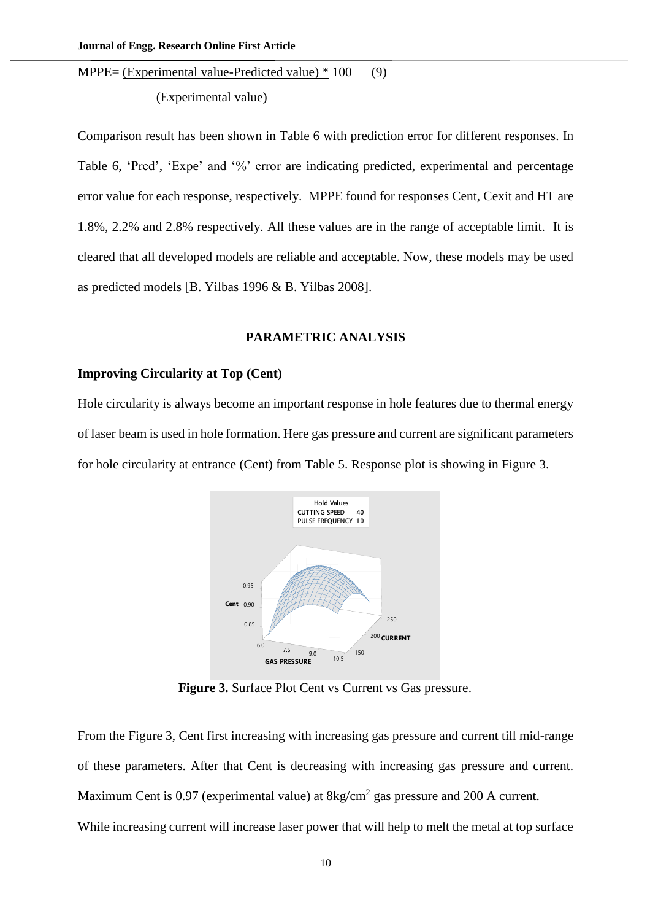$$MPPE = \frac{(\text{Experimental value} - \text{Predicted value})}{(\text{Experimental value})} * 100 \qquad (9)$$

Comparison result has been shown in Table 6 with prediction error for different responses. In Table 6, 'Pred', 'Expe' and '%' error are indicating predicted, experimental and percentage error value for each response, respectively. MPPE found for responses Cent, Cexit and HT are 1.8%, 2.2% and 2.8% respectively. All these values are in the range of acceptable limit. It is cleared that all developed models are reliable and acceptable. Now, these models may be used as predicted models [B. Yilbas 1996 & B. Yilbas 2008].

## PARAMETRIC ANALYSIS

### Improving Circularity at Top (Cent)

Hole circularity is always become an important response in hole features due to thermal energy of laser beam is used in hole formation. Here gas pressure and current are significant parameters for hole circularity at entrance (Cent) from Table 5. Response plot is showing in Figure 3.

**Figure 3.** Surface Plot Cent vs Current vs Gas pressure.

From the Figure 3, Cent first increasing with increasing gas pressure and current till mid-range of these parameters. After that Cent is decreasing with increasing gas pressure and current. Maximum Cent is 0.97 (experimental value) at 8kg/cm$^2$ gas pressure and 200 A current.

While increasing current will increase laser power that will help to melt the metal at top surface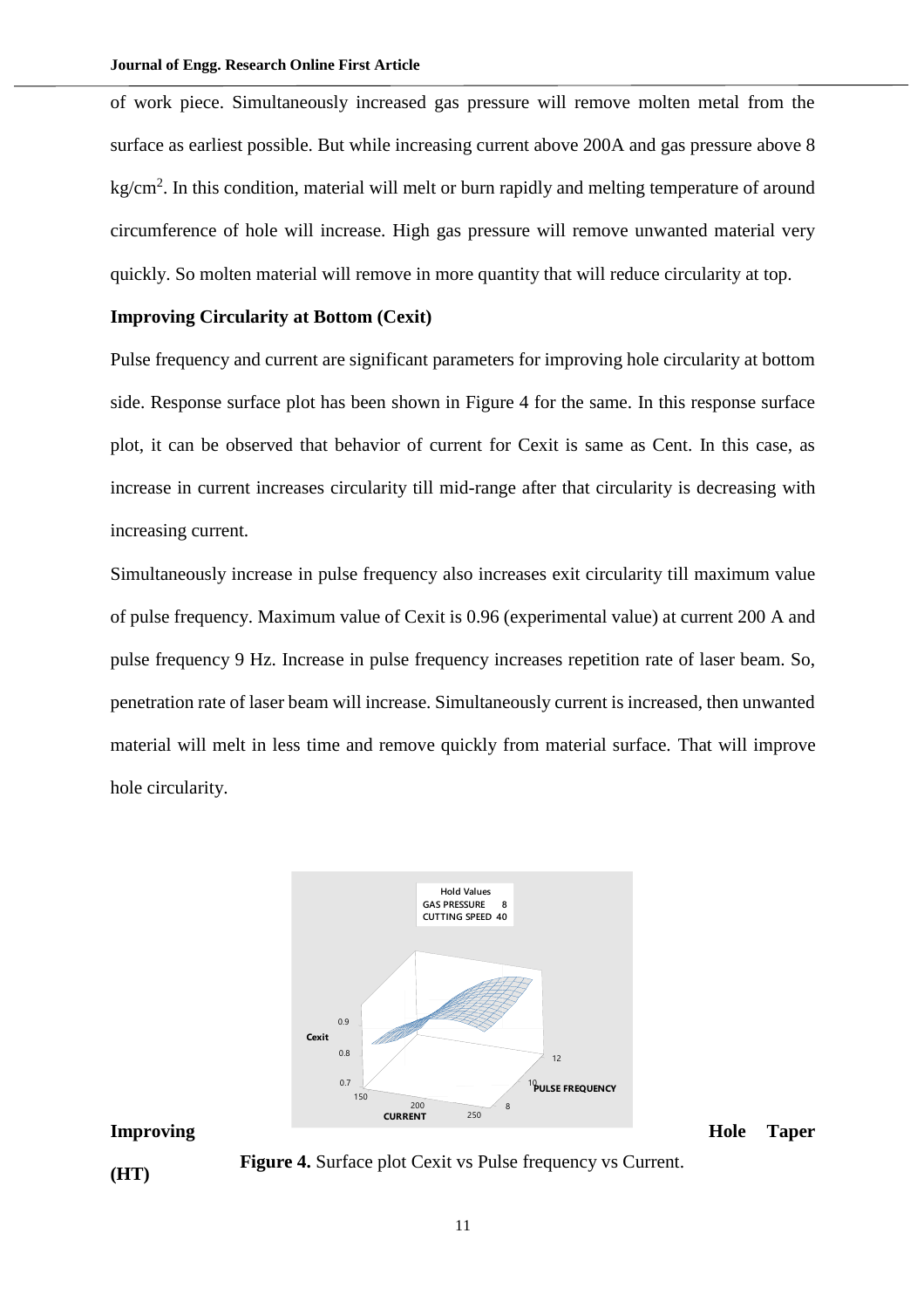of work piece. Simultaneously increased gas pressure will remove molten metal from the surface as earliest possible. But while increasing current above 200A and gas pressure above 8 kg/cm$^2$. In this condition, material will melt or burn rapidly and melting temperature of around circumference of hole will increase. High gas pressure will remove unwanted material very quickly. So molten material will remove in more quantity that will reduce circularity at top.

**Improving Circularity at Bottom (Cexit)**

Pulse frequency and current are significant parameters for improving hole circularity at bottom side. Response surface plot has been shown in Figure 4 for the same. In this response surface plot, it can be observed that behavior of current for Cexit is same as Cent. In this case, as increase in current increases circularity till mid-range after that circularity is decreasing with increasing current.

Simultaneously increase in pulse frequency also increases exit circularity till maximum value of pulse frequency. Maximum value of Cexit is 0.96 (experimental value) at current 200 A and pulse frequency 9 Hz. Increase in pulse frequency increases repetition rate of laser beam. So, penetration rate of laser beam will increase. Simultaneously current is increased, then unwanted material will melt in less time and remove quickly from material surface. That will improve hole circularity.

**Figure 4.** Surface plot Cexit vs Pulse frequency vs Current.

**Improving Hole Taper (HT)**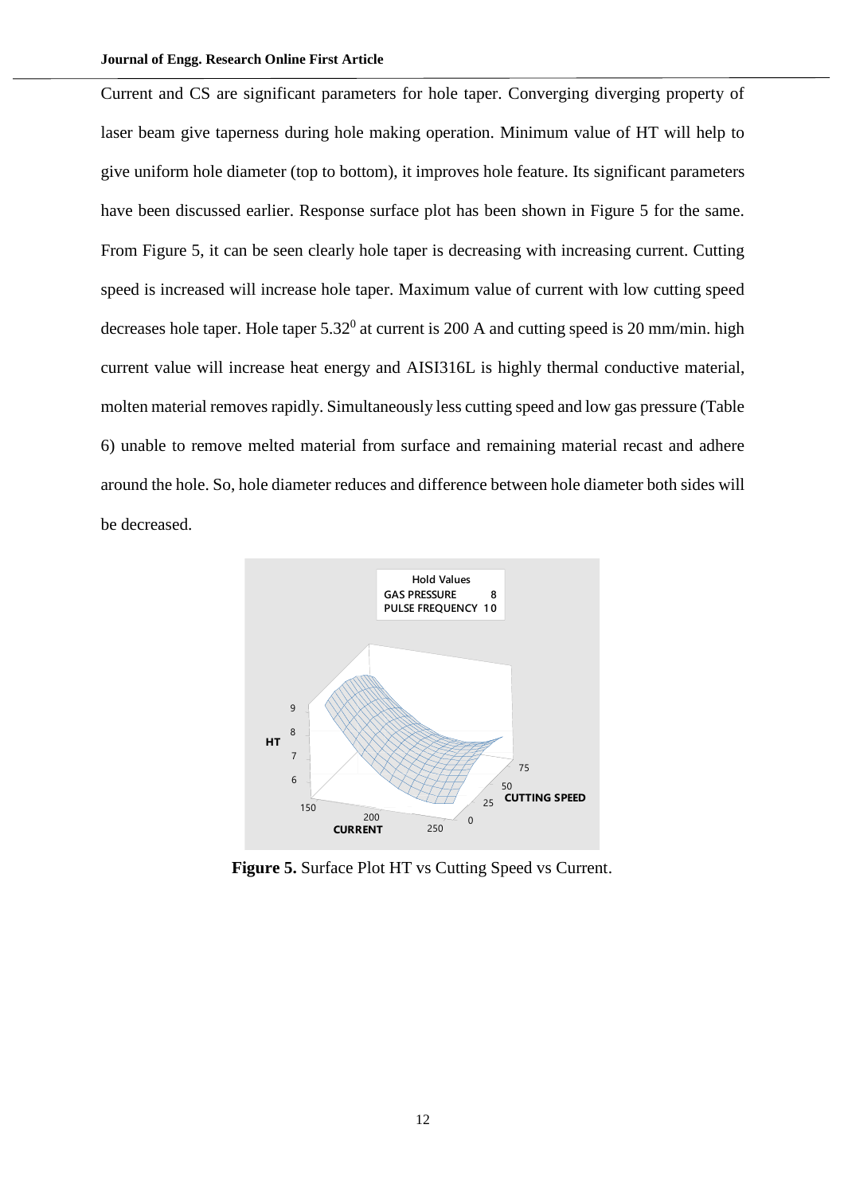Current and CS are significant parameters for hole taper. Converging diverging property of laser beam give taperness during hole making operation. Minimum value of HT will help to give uniform hole diameter (top to bottom), it improves hole feature. Its significant parameters have been discussed earlier. Response surface plot has been shown in Figure 5 for the same. From Figure 5, it can be seen clearly hole taper is decreasing with increasing current. Cutting speed is increased will increase hole taper. Maximum value of current with low cutting speed decreases hole taper. Hole taper $5.32^0$ at current is 200 A and cutting speed is 20 mm/min. high current value will increase heat energy and AISI316L is highly thermal conductive material, molten material removes rapidly. Simultaneously less cutting speed and low gas pressure (Table 6) unable to remove melted material from surface and remaining material recast and adhere around the hole. So, hole diameter reduces and difference between hole diameter both sides will be decreased.

**Figure 5.** Surface Plot HT vs Cutting Speed vs Current.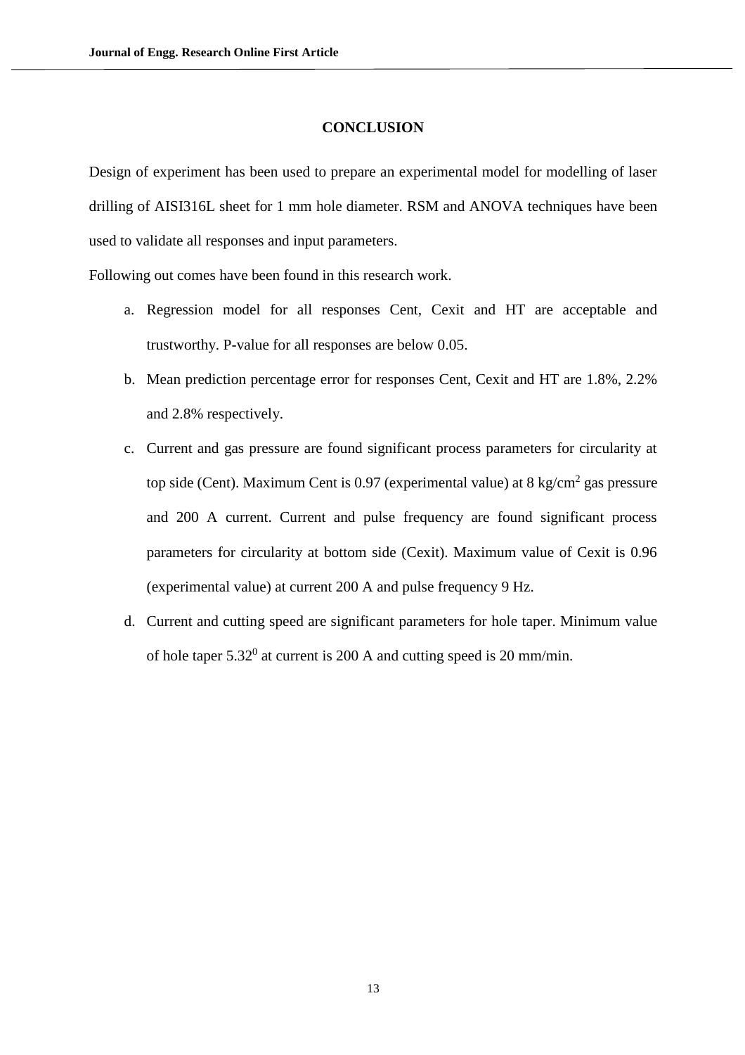## CONCLUSION

Design of experiment has been used to prepare an experimental model for modelling of laser drilling of AISI316L sheet for 1 mm hole diameter. RSM and ANOVA techniques have been used to validate all responses and input parameters.

Following out comes have been found in this research work.

a. Regression model for all responses Cent, Cexit and HT are acceptable and trustworthy. P-value for all responses are below 0.05.

b. Mean prediction percentage error for responses Cent, Cexit and HT are 1.8%, 2.2% and 2.8% respectively.

c. Current and gas pressure are found significant process parameters for circularity at top side (Cent). Maximum Cent is 0.97 (experimental value) at 8 $kg/cm^2$ gas pressure and 200 A current. Current and pulse frequency are found significant process parameters for circularity at bottom side (Cexit). Maximum value of Cexit is 0.96 (experimental value) at current 200 A and pulse frequency 9 Hz.

d. Current and cutting speed are significant parameters for hole taper. Minimum value of hole taper $5.32^0$ at current is 200 A and cutting speed is 20 mm/min.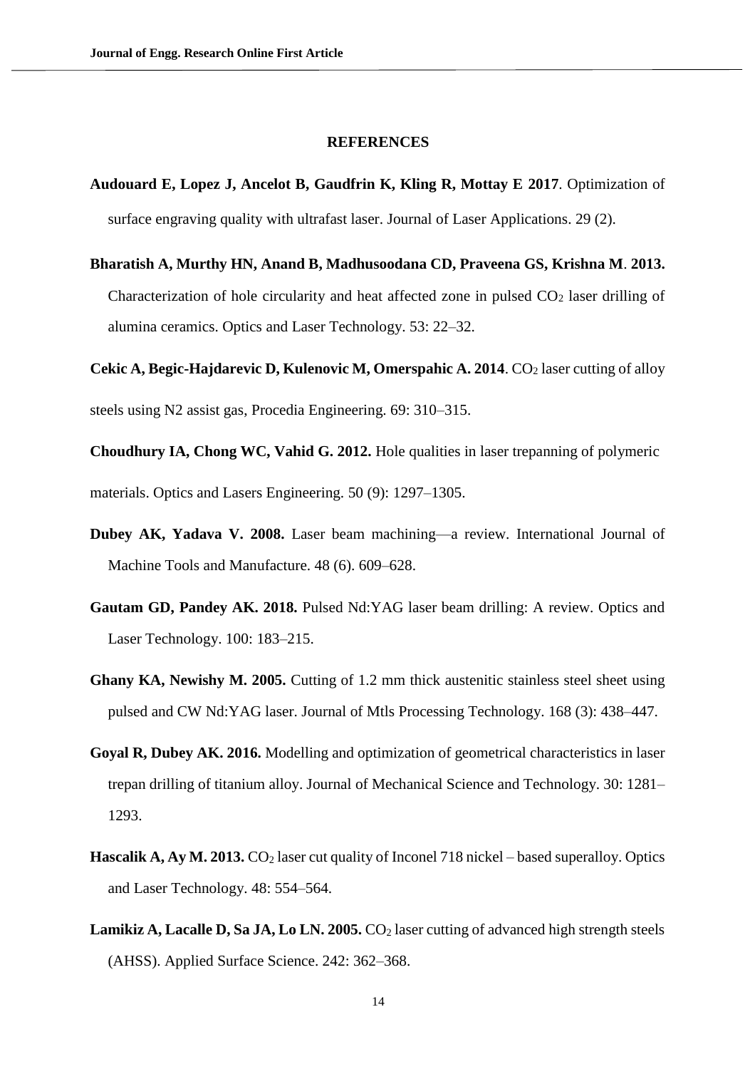## REFERENCES

**Audouard E, Lopez J, Ancelot B, Gaudfrin K, Kling R, Mottay E 2017**. Optimization of surface engraving quality with ultrafast laser. Journal of Laser Applications. 29 (2).

**Bharatish A, Murthy HN, Anand B, Madhusoodana CD, Praveena GS, Krishna M**. **2013.** Characterization of hole circularity and heat affected zone in pulsed $CO_2$ laser drilling of alumina ceramics. Optics and Laser Technology. 53: 22–32.

**Cekic A, Begic-Hajdarevic D, Kulenovic M, Omerspahic A. 2014**. $CO_2$ laser cutting of alloy steels using N2 assist gas, Procedia Engineering. 69: 310–315.

**Choudhury IA, Chong WC, Vahid G. 2012.** Hole qualities in laser trepanning of polymeric materials. Optics and Lasers Engineering. 50 (9): 1297–1305.

**Dubey AK, Yadava V. 2008.** Laser beam machining—a review. International Journal of Machine Tools and Manufacture. 48 (6). 609–628.

**Gautam GD, Pandey AK. 2018.** Pulsed Nd:YAG laser beam drilling: A review. Optics and Laser Technology. 100: 183–215.

**Ghany KA, Newishy M. 2005.** Cutting of 1.2 mm thick austenitic stainless steel sheet using pulsed and CW Nd:YAG laser. Journal of Mtls Processing Technology. 168 (3): 438–447.

**Goyal R, Dubey AK. 2016.** Modelling and optimization of geometrical characteristics in laser trepan drilling of titanium alloy. Journal of Mechanical Science and Technology. 30: 1281–1293.

**Hascalik A, Ay M. 2013.** $CO_2$ laser cut quality of Inconel 718 nickel – based superalloy. Optics and Laser Technology. 48: 554–564.

**Lamikiz A, Lacalle D, Sa JA, Lo LN. 2005.** $CO_2$ laser cutting of advanced high strength steels (AHSS). Applied Surface Science. 242: 362–368.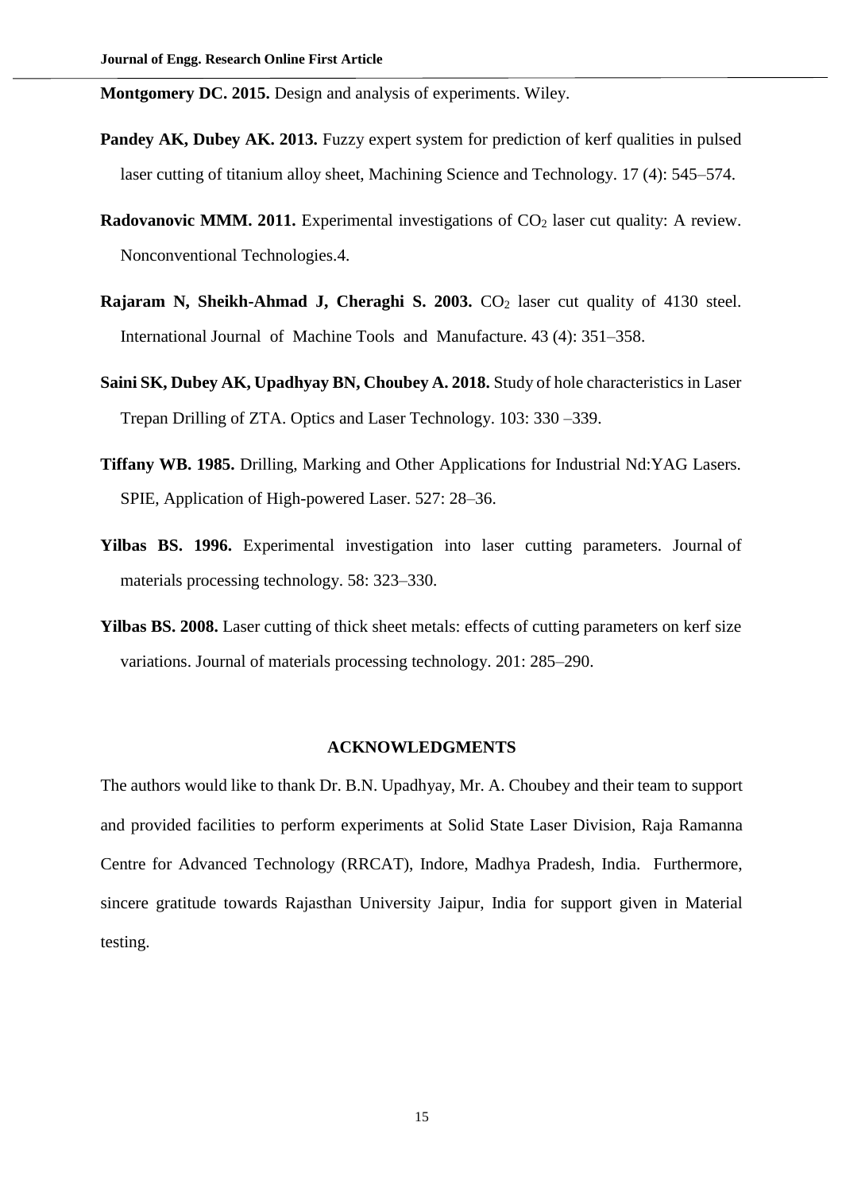**Montgomery DC. 2015.** Design and analysis of experiments. Wiley.

**Pandey AK, Dubey AK. 2013.** Fuzzy expert system for prediction of kerf qualities in pulsed laser cutting of titanium alloy sheet, Machining Science and Technology. 17 (4): 545–574.

**Radovanovic MMM. 2011.** Experimental investigations of $CO_2$ laser cut quality: A review. Nonconventional Technologies.4.

**Rajaram N, Sheikh-Ahmad J, Cheraghi S. 2003.** $CO_2$ laser cut quality of 4130 steel. International Journal of Machine Tools and Manufacture. 43 (4): 351–358.

**Saini SK, Dubey AK, Upadhyay BN, Choubey A. 2018.** Study of hole characteristics in Laser Trepan Drilling of ZTA. Optics and Laser Technology. 103: 330 –339.

**Tiffany WB. 1985.** Drilling, Marking and Other Applications for Industrial Nd:YAG Lasers. SPIE, Application of High-powered Laser. 527: 28–36.

**Yilbas BS. 1996.** Experimental investigation into laser cutting parameters. Journal of materials processing technology. 58: 323–330.

**Yilbas BS. 2008.** Laser cutting of thick sheet metals: effects of cutting parameters on kerf size variations. Journal of materials processing technology. 201: 285–290.

## ACKNOWLEDGMENTS

The authors would like to thank Dr. B.N. Upadhyay, Mr. A. Choubey and their team to support and provided facilities to perform experiments at Solid State Laser Division, Raja Ramanna Centre for Advanced Technology (RRCAT), Indore, Madhya Pradesh, India. Furthermore, sincere gratitude towards Rajasthan University Jaipur, India for support given in Material testing.